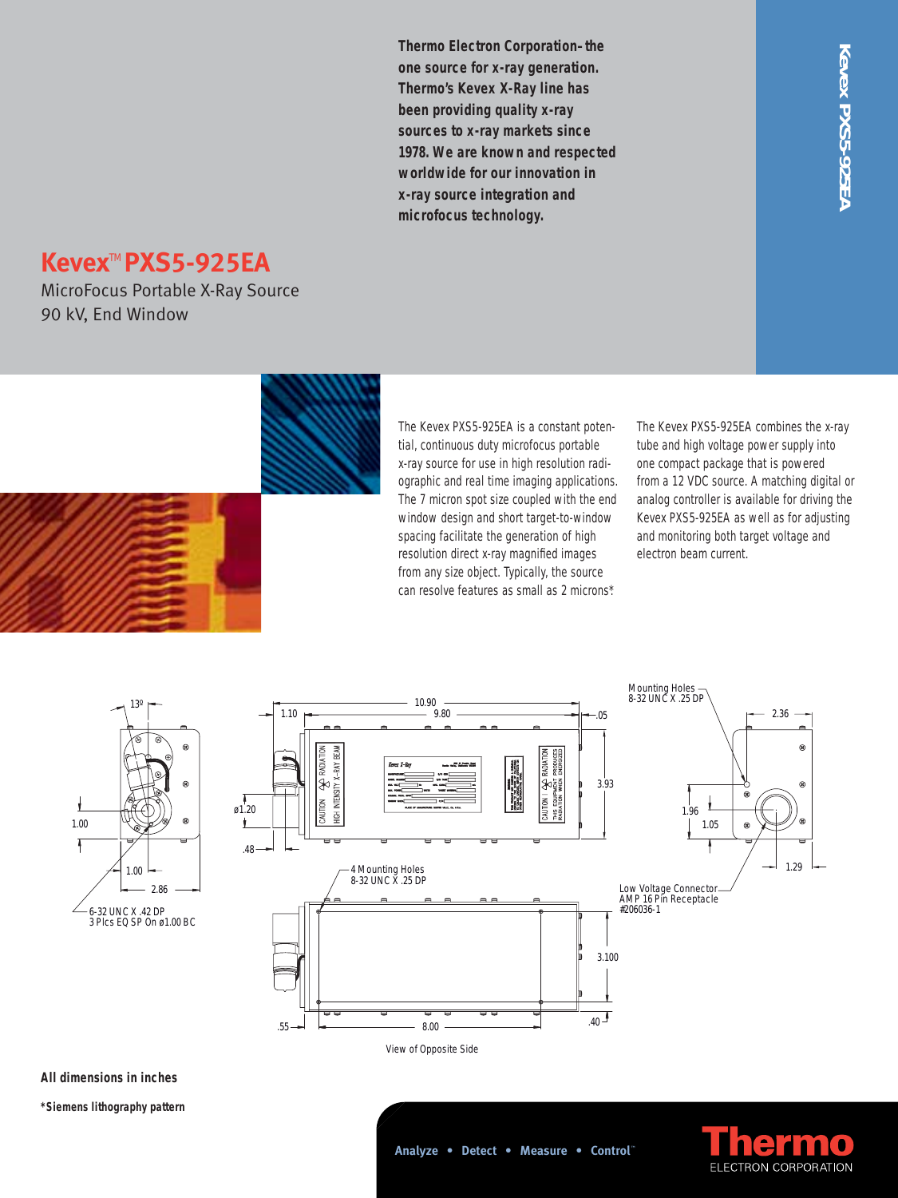**Thermo Electron Corporation– the one source for x-ray generation. Thermo's Kevex X-Ray line has been providing quality x-ray sources to x-ray markets since 1978. We are known and respected worldwide for our innovation in x-ray source integration and microfocus technology.**

# Kevex™ PXS5-925EA

MicroFocus Portable X-Ray Source
90 kV, End Window

The Kevex PXS5-925EA is a constant potential, continuous duty microfocus portable x-ray source for use in high resolution radiographic and real time imaging applications. The 7 micron spot size coupled with the end window design and short target-to-window spacing facilitate the generation of high resolution direct x-ray magnified images from any size object. Typically, the source can resolve features as small as 2 microns*.

The Kevex PXS5-925EA combines the x-ray tube and high voltage power supply into one compact package that is powered from a 12 VDC source. A matching digital or analog controller is available for driving the Kevex PXS5-925EA as well as for adjusting and monitoring both target voltage and electron beam current.

13º

1.00

1.00

2.86

6-32 UNC X .42 DP
3 Plcs EQ SP On ø1.00 BC

10.90

9.80

1.10

.05

3.93

ø1.20

.48

4 Mounting Holes
8-32 UNC X .25 DP

3.100

.55

8.00

.40

View of Opposite Side

Mounting Holes
8-32 UNC X .25 DP

2.36

1.96

1.05

1.29

Low Voltage Connector
AMP 16 Pin Receptacle
#206036-1

**All dimensions in inches**

***Siemens lithography pattern**

Analyze • Detect • Measure • Control™

Thermo
ELECTRON CORPORATION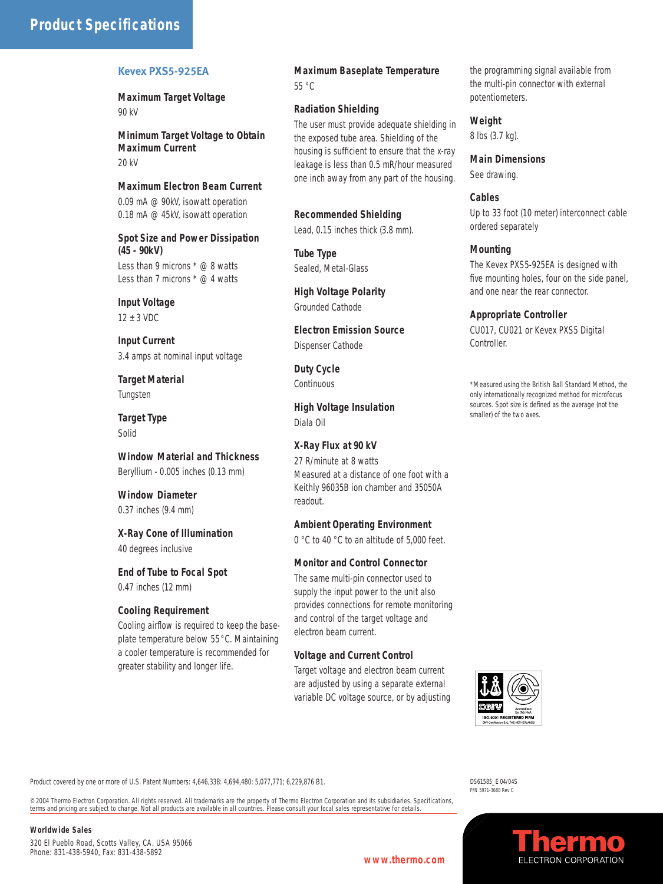# Product Specifications

## Kevex PXS5-925EA

**Maximum Target Voltage**
90 kV

**Minimum Target Voltage to Obtain Maximum Current**
20 kV

**Maximum Electron Beam Current**
0.09 mA @ 90kV, isowatt operation
0.18 mA @ 45kV, isowatt operation

**Spot Size and Power Dissipation (45 - 90kV)**
Less than 9 microns * @ 8 watts
Less than 7 microns * @ 4 watts

**Input Voltage**
12 ± 3 VDC

**Input Current**
3.4 amps at nominal input voltage

**Target Material**
Tungsten

**Target Type**
Solid

**Window Material and Thickness**
Beryllium - 0.005 inches (0.13 mm)

**Window Diameter**
0.37 inches (9.4 mm)

**X-Ray Cone of Illumination**
40 degrees inclusive

**End of Tube to Focal Spot**
0.47 inches (12 mm)

**Cooling Requirement**
Cooling airflow is required to keep the baseplate temperature below 55 °C. Maintaining a cooler temperature is recommended for greater stability and longer life.

**Maximum Baseplate Temperature**
55 °C

**Radiation Shielding**
The user must provide adequate shielding in the exposed tube area. Shielding of the housing is sufficient to ensure that the x-ray leakage is less than 0.5 mR/hour measured one inch away from any part of the housing.

**Recommended Shielding**
Lead, 0.15 inches thick (3.8 mm).

**Tube Type**
Sealed, Metal-Glass

**High Voltage Polarity**
Grounded Cathode

**Electron Emission Source**
Dispenser Cathode

**Duty Cycle**
Continuous

**High Voltage Insulation**
Diala Oil

**X-Ray Flux at 90 kV**
27 R/minute at 8 watts
Measured at a distance of one foot with a Keithly 96035B ion chamber and 35050A readout.

**Ambient Operating Environment**
0 °C to 40 °C to an altitude of 5,000 feet.

**Monitor and Control Connector**
The same multi-pin connector used to supply the input power to the unit also provides connections for remote monitoring and control of the target voltage and electron beam current.

**Voltage and Current Control**
Target voltage and electron beam current are adjusted by using a separate external variable DC voltage source, or by adjusting the programming signal available from the multi-pin connector with external potentiometers.

**Weight**
8 lbs (3.7 kg).

**Main Dimensions**
See drawing.

**Cables**
Up to 33 foot (10 meter) interconnect cable ordered separately

**Mounting**
The Kevex PXS5-925EA is designed with five mounting holes, four on the side panel, and one near the rear connector.

**Appropriate Controller**
CU017, CU021 or Kevex PXS5 Digital Controller.

*Measured using the British Ball Standard Method, the only internationally recognized method for microfocus sources. Spot size is defined as the average (not the smaller) of the two axes.

DNV ISO-9001 REGISTERED FIRM

Product covered by one or more of U.S. Patent Numbers: 4,646,338: 4,694,480: 5,077,771; 6,229,876 B1.

DS61585_E 04/04S
P/N 5971-3688 Rev C

© 2004 Thermo Electron Corporation. All rights reserved. All trademarks are the property of Thermo Electron Corporation and its subsidiaries. Specifications, terms and pricing are subject to change. Not all products are available in all countries. Please consult your local sales representative for details.

**Worldwide Sales**
320 El Pueblo Road, Scotts Valley, CA, USA 95066
Phone: 831-438-5940, Fax: 831-438-5892

www.thermo.com

Thermo ELECTRON CORPORATION